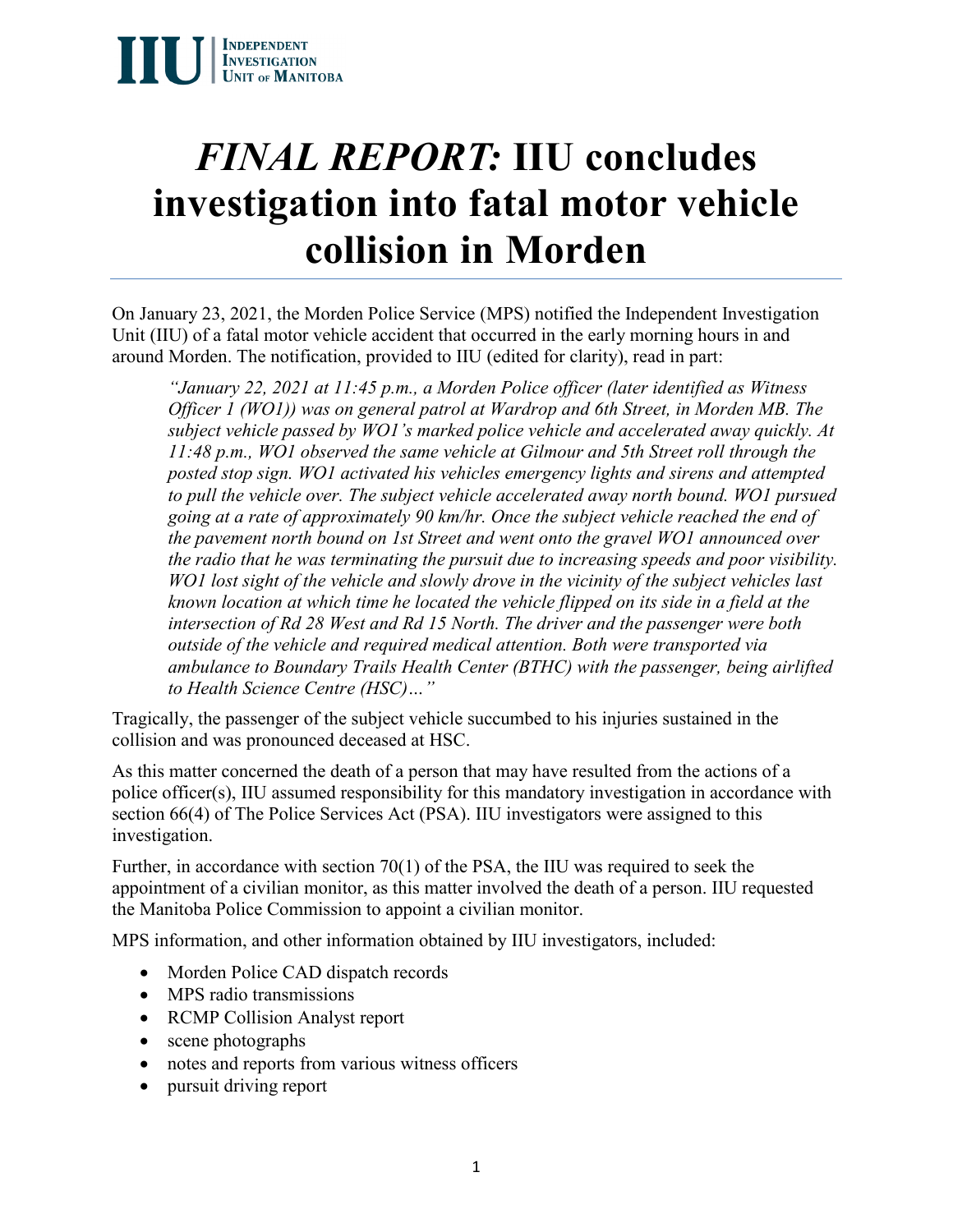IIU | Independent Investigation Unit of Manitoba

# *FINAL REPORT:* IIU concludes investigation into fatal motor vehicle collision in Morden

On January 23, 2021, the Morden Police Service (MPS) notified the Independent Investigation Unit (IIU) of a fatal motor vehicle accident that occurred in the early morning hours in and around Morden. The notification, provided to IIU (edited for clarity), read in part:

> *"January 22, 2021 at 11:45 p.m., a Morden Police officer (later identified as Witness Officer 1 (WO1)) was on general patrol at Wardrop and 6th Street, in Morden MB. The subject vehicle passed by WO1's marked police vehicle and accelerated away quickly. At 11:48 p.m., WO1 observed the same vehicle at Gilmour and 5th Street roll through the posted stop sign. WO1 activated his vehicles emergency lights and sirens and attempted to pull the vehicle over. The subject vehicle accelerated away north bound. WO1 pursued going at a rate of approximately 90 km/hr. Once the subject vehicle reached the end of the pavement north bound on 1st Street and went onto the gravel WO1 announced over the radio that he was terminating the pursuit due to increasing speeds and poor visibility. WO1 lost sight of the vehicle and slowly drove in the vicinity of the subject vehicles last known location at which time he located the vehicle flipped on its side in a field at the intersection of Rd 28 West and Rd 15 North. The driver and the passenger were both outside of the vehicle and required medical attention. Both were transported via ambulance to Boundary Trails Health Center (BTHC) with the passenger, being airlifted to Health Science Centre (HSC)…"*

Tragically, the passenger of the subject vehicle succumbed to his injuries sustained in the collision and was pronounced deceased at HSC.

As this matter concerned the death of a person that may have resulted from the actions of a police officer(s), IIU assumed responsibility for this mandatory investigation in accordance with section 66(4) of The Police Services Act (PSA). IIU investigators were assigned to this investigation.

Further, in accordance with section 70(1) of the PSA, the IIU was required to seek the appointment of a civilian monitor, as this matter involved the death of a person. IIU requested the Manitoba Police Commission to appoint a civilian monitor.

MPS information, and other information obtained by IIU investigators, included:

- Morden Police CAD dispatch records
- MPS radio transmissions
- RCMP Collision Analyst report
- scene photographs
- notes and reports from various witness officers
- pursuit driving report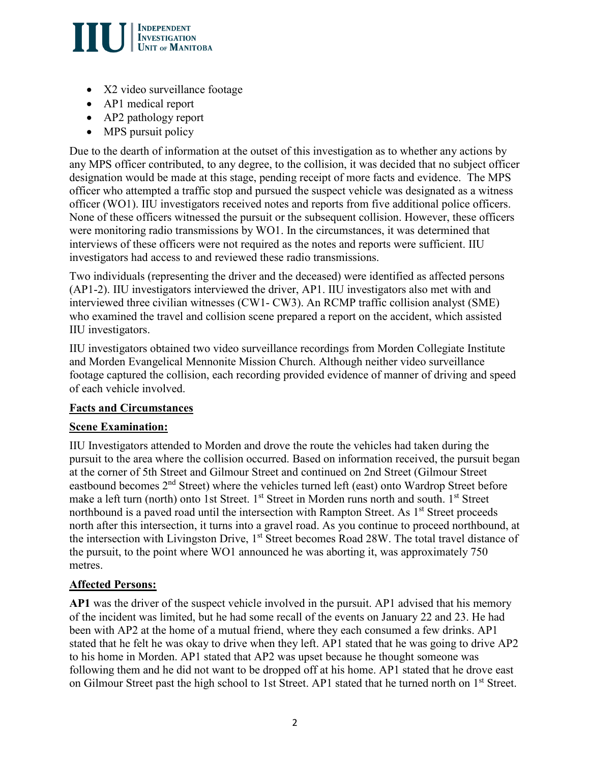- X2 video surveillance footage
- AP1 medical report
- AP2 pathology report
- MPS pursuit policy

Due to the dearth of information at the outset of this investigation as to whether any actions by any MPS officer contributed, to any degree, to the collision, it was decided that no subject officer designation would be made at this stage, pending receipt of more facts and evidence. The MPS officer who attempted a traffic stop and pursued the suspect vehicle was designated as a witness officer (WO1). IIU investigators received notes and reports from five additional police officers. None of these officers witnessed the pursuit or the subsequent collision. However, these officers were monitoring radio transmissions by WO1. In the circumstances, it was determined that interviews of these officers were not required as the notes and reports were sufficient. IIU investigators had access to and reviewed these radio transmissions.

Two individuals (representing the driver and the deceased) were identified as affected persons (AP1-2). IIU investigators interviewed the driver, AP1. IIU investigators also met with and interviewed three civilian witnesses (CW1- CW3). An RCMP traffic collision analyst (SME) who examined the travel and collision scene prepared a report on the accident, which assisted IIU investigators.

IIU investigators obtained two video surveillance recordings from Morden Collegiate Institute and Morden Evangelical Mennonite Mission Church. Although neither video surveillance footage captured the collision, each recording provided evidence of manner of driving and speed of each vehicle involved.

**Facts and Circumstances**

**Scene Examination:**

IIU Investigators attended to Morden and drove the route the vehicles had taken during the pursuit to the area where the collision occurred. Based on information received, the pursuit began at the corner of 5th Street and Gilmour Street and continued on 2nd Street (Gilmour Street eastbound becomes 2nd Street) where the vehicles turned left (east) onto Wardrop Street before make a left turn (north) onto 1st Street. 1st Street in Morden runs north and south. 1st Street northbound is a paved road until the intersection with Rampton Street. As 1st Street proceeds north after this intersection, it turns into a gravel road. As you continue to proceed northbound, at the intersection with Livingston Drive, 1st Street becomes Road 28W. The total travel distance of the pursuit, to the point where WO1 announced he was aborting it, was approximately 750 metres.

**Affected Persons:**

**AP1** was the driver of the suspect vehicle involved in the pursuit. AP1 advised that his memory of the incident was limited, but he had some recall of the events on January 22 and 23. He had been with AP2 at the home of a mutual friend, where they each consumed a few drinks. AP1 stated that he felt he was okay to drive when they left. AP1 stated that he was going to drive AP2 to his home in Morden. AP1 stated that AP2 was upset because he thought someone was following them and he did not want to be dropped off at his home. AP1 stated that he drove east on Gilmour Street past the high school to 1st Street. AP1 stated that he turned north on 1st Street.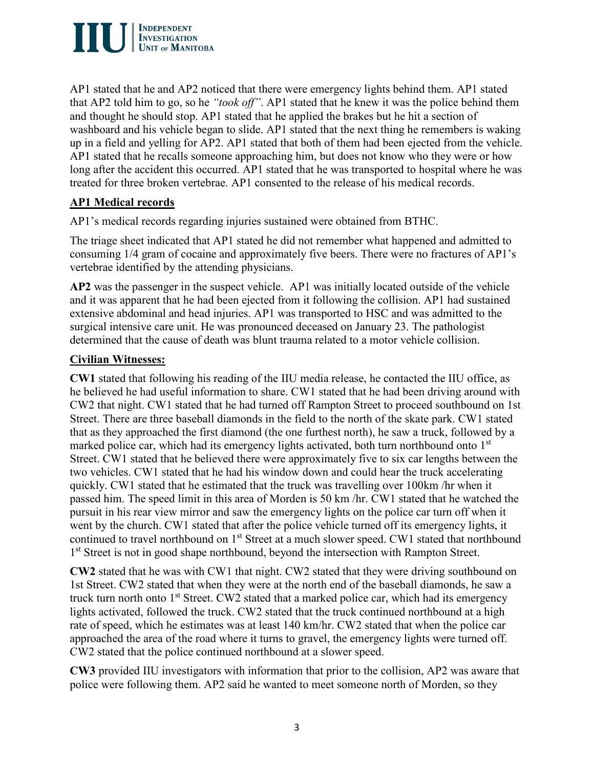AP1 stated that he and AP2 noticed that there were emergency lights behind them. AP1 stated that AP2 told him to go, so he *"took off"*. AP1 stated that he knew it was the police behind them and thought he should stop. AP1 stated that he applied the brakes but he hit a section of washboard and his vehicle began to slide. AP1 stated that the next thing he remembers is waking up in a field and yelling for AP2. AP1 stated that both of them had been ejected from the vehicle. AP1 stated that he recalls someone approaching him, but does not know who they were or how long after the accident this occurred. AP1 stated that he was transported to hospital where he was treated for three broken vertebrae. AP1 consented to the release of his medical records.

**AP1 Medical records**

AP1's medical records regarding injuries sustained were obtained from BTHC.

The triage sheet indicated that AP1 stated he did not remember what happened and admitted to consuming 1/4 gram of cocaine and approximately five beers. There were no fractures of AP1's vertebrae identified by the attending physicians.

**AP2** was the passenger in the suspect vehicle. AP1 was initially located outside of the vehicle and it was apparent that he had been ejected from it following the collision. AP1 had sustained extensive abdominal and head injuries. AP1 was transported to HSC and was admitted to the surgical intensive care unit. He was pronounced deceased on January 23. The pathologist determined that the cause of death was blunt trauma related to a motor vehicle collision.

**Civilian Witnesses:**

**CW1** stated that following his reading of the IIU media release, he contacted the IIU office, as he believed he had useful information to share. CW1 stated that he had been driving around with CW2 that night. CW1 stated that he had turned off Rampton Street to proceed southbound on 1st Street. There are three baseball diamonds in the field to the north of the skate park. CW1 stated that as they approached the first diamond (the one furthest north), he saw a truck, followed by a marked police car, which had its emergency lights activated, both turn northbound onto 1st Street. CW1 stated that he believed there were approximately five to six car lengths between the two vehicles. CW1 stated that he had his window down and could hear the truck accelerating quickly. CW1 stated that he estimated that the truck was travelling over 100km /hr when it passed him. The speed limit in this area of Morden is 50 km /hr. CW1 stated that he watched the pursuit in his rear view mirror and saw the emergency lights on the police car turn off when it went by the church. CW1 stated that after the police vehicle turned off its emergency lights, it continued to travel northbound on 1st Street at a much slower speed. CW1 stated that northbound 1st Street is not in good shape northbound, beyond the intersection with Rampton Street.

**CW2** stated that he was with CW1 that night. CW2 stated that they were driving southbound on 1st Street. CW2 stated that when they were at the north end of the baseball diamonds, he saw a truck turn north onto 1st Street. CW2 stated that a marked police car, which had its emergency lights activated, followed the truck. CW2 stated that the truck continued northbound at a high rate of speed, which he estimates was at least 140 km/hr. CW2 stated that when the police car approached the area of the road where it turns to gravel, the emergency lights were turned off. CW2 stated that the police continued northbound at a slower speed.

**CW3** provided IIU investigators with information that prior to the collision, AP2 was aware that police were following them. AP2 said he wanted to meet someone north of Morden, so they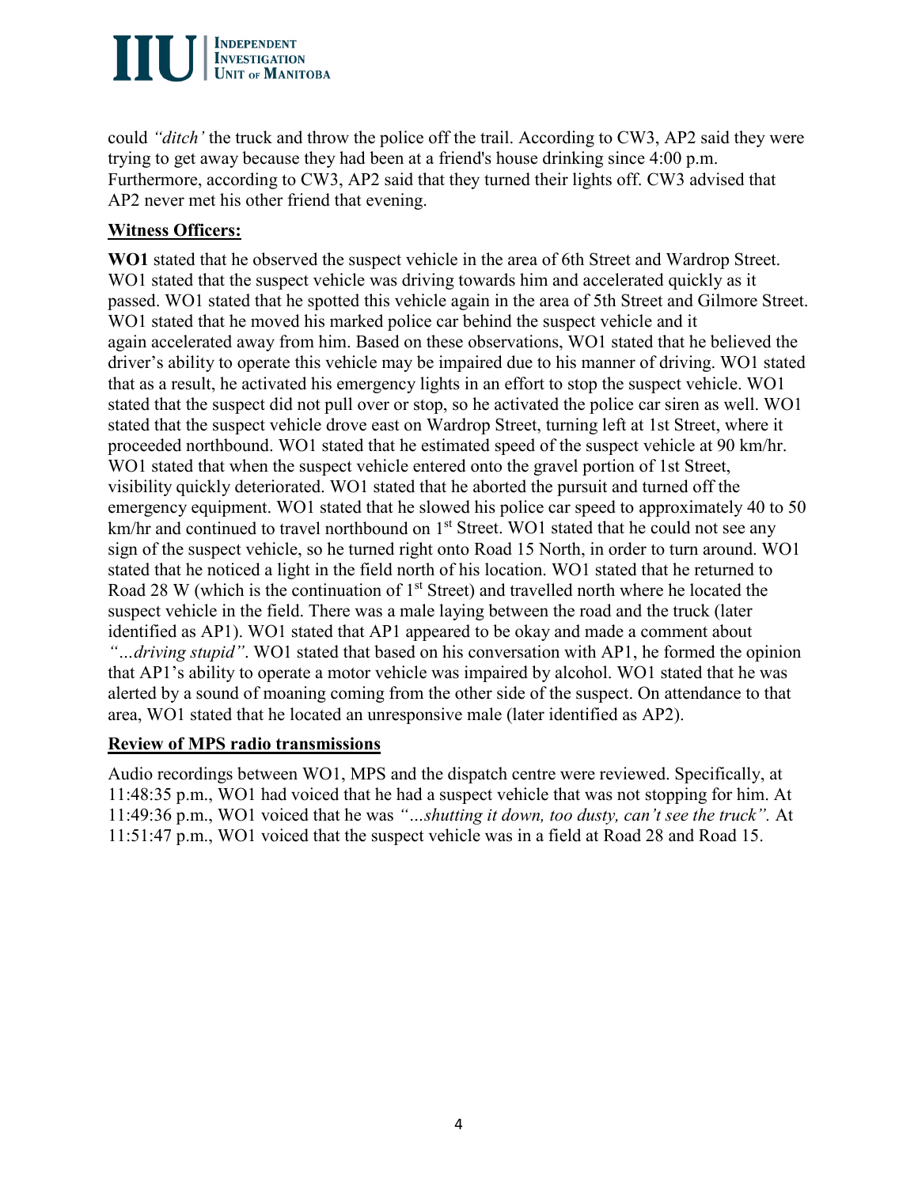could *"ditch'* the truck and throw the police off the trail. According to CW3, AP2 said they were trying to get away because they had been at a friend's house drinking since 4:00 p.m. Furthermore, according to CW3, AP2 said that they turned their lights off. CW3 advised that AP2 never met his other friend that evening.

**Witness Officers:**

**WO1** stated that he observed the suspect vehicle in the area of 6th Street and Wardrop Street. WO1 stated that the suspect vehicle was driving towards him and accelerated quickly as it passed. WO1 stated that he spotted this vehicle again in the area of 5th Street and Gilmore Street. WO1 stated that he moved his marked police car behind the suspect vehicle and it again accelerated away from him. Based on these observations, WO1 stated that he believed the driver's ability to operate this vehicle may be impaired due to his manner of driving. WO1 stated that as a result, he activated his emergency lights in an effort to stop the suspect vehicle. WO1 stated that the suspect did not pull over or stop, so he activated the police car siren as well. WO1 stated that the suspect vehicle drove east on Wardrop Street, turning left at 1st Street, where it proceeded northbound. WO1 stated that he estimated speed of the suspect vehicle at 90 km/hr. WO1 stated that when the suspect vehicle entered onto the gravel portion of 1st Street, visibility quickly deteriorated. WO1 stated that he aborted the pursuit and turned off the emergency equipment. WO1 stated that he slowed his police car speed to approximately 40 to 50 km/hr and continued to travel northbound on 1st Street. WO1 stated that he could not see any sign of the suspect vehicle, so he turned right onto Road 15 North, in order to turn around. WO1 stated that he noticed a light in the field north of his location. WO1 stated that he returned to Road 28 W (which is the continuation of 1st Street) and travelled north where he located the suspect vehicle in the field. There was a male laying between the road and the truck (later identified as AP1). WO1 stated that AP1 appeared to be okay and made a comment about *"…driving stupid"*. WO1 stated that based on his conversation with AP1, he formed the opinion that AP1's ability to operate a motor vehicle was impaired by alcohol. WO1 stated that he was alerted by a sound of moaning coming from the other side of the suspect. On attendance to that area, WO1 stated that he located an unresponsive male (later identified as AP2).

**Review of MPS radio transmissions**

Audio recordings between WO1, MPS and the dispatch centre were reviewed. Specifically, at 11:48:35 p.m., WO1 had voiced that he had a suspect vehicle that was not stopping for him. At 11:49:36 p.m., WO1 voiced that he was *"…shutting it down, too dusty, can't see the truck"*. At 11:51:47 p.m., WO1 voiced that the suspect vehicle was in a field at Road 28 and Road 15.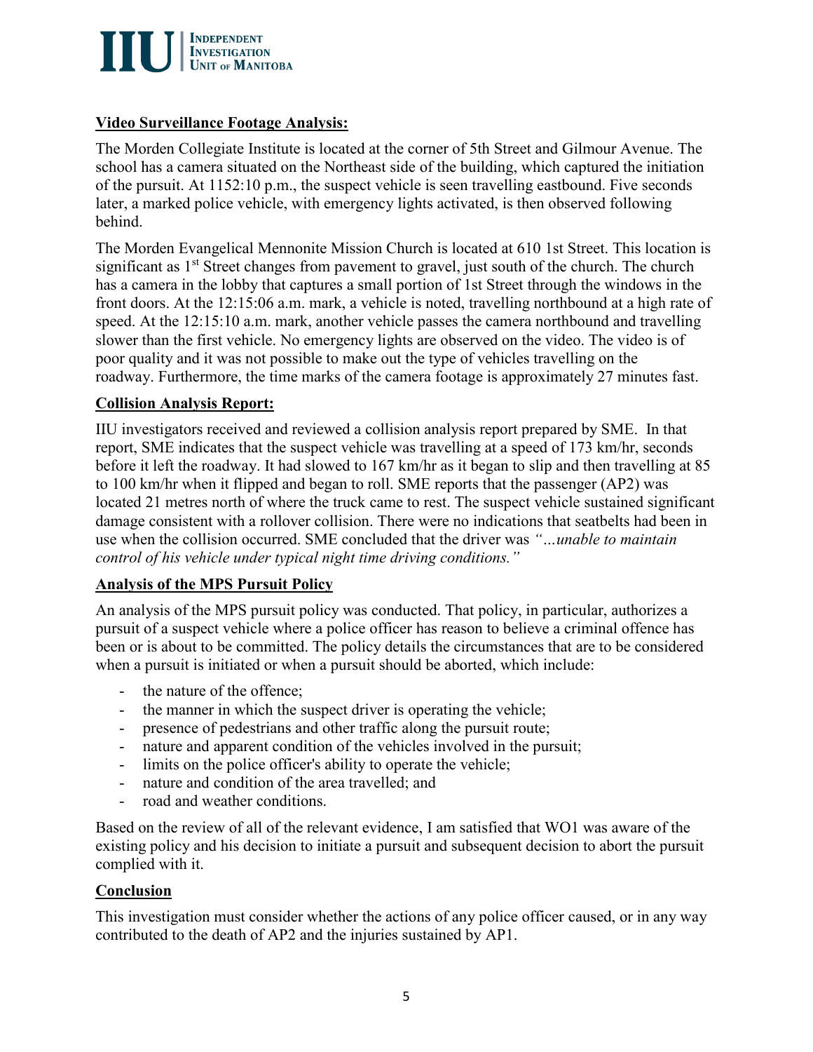**Video Surveillance Footage Analysis:**

The Morden Collegiate Institute is located at the corner of 5th Street and Gilmour Avenue. The school has a camera situated on the Northeast side of the building, which captured the initiation of the pursuit. At 1152:10 p.m., the suspect vehicle is seen travelling eastbound. Five seconds later, a marked police vehicle, with emergency lights activated, is then observed following behind.

The Morden Evangelical Mennonite Mission Church is located at 610 1st Street. This location is significant as 1st Street changes from pavement to gravel, just south of the church. The church has a camera in the lobby that captures a small portion of 1st Street through the windows in the front doors. At the 12:15:06 a.m. mark, a vehicle is noted, travelling northbound at a high rate of speed. At the 12:15:10 a.m. mark, another vehicle passes the camera northbound and travelling slower than the first vehicle. No emergency lights are observed on the video. The video is of poor quality and it was not possible to make out the type of vehicles travelling on the roadway. Furthermore, the time marks of the camera footage is approximately 27 minutes fast.

**Collision Analysis Report:**

IIU investigators received and reviewed a collision analysis report prepared by SME. In that report, SME indicates that the suspect vehicle was travelling at a speed of 173 km/hr, seconds before it left the roadway. It had slowed to 167 km/hr as it began to slip and then travelling at 85 to 100 km/hr when it flipped and began to roll. SME reports that the passenger (AP2) was located 21 metres north of where the truck came to rest. The suspect vehicle sustained significant damage consistent with a rollover collision. There were no indications that seatbelts had been in use when the collision occurred. SME concluded that the driver was *"…unable to maintain control of his vehicle under typical night time driving conditions."*

**Analysis of the MPS Pursuit Policy**

An analysis of the MPS pursuit policy was conducted. That policy, in particular, authorizes a pursuit of a suspect vehicle where a police officer has reason to believe a criminal offence has been or is about to be committed. The policy details the circumstances that are to be considered when a pursuit is initiated or when a pursuit should be aborted, which include:

- the nature of the offence;
- the manner in which the suspect driver is operating the vehicle;
- presence of pedestrians and other traffic along the pursuit route;
- nature and apparent condition of the vehicles involved in the pursuit;
- limits on the police officer's ability to operate the vehicle;
- nature and condition of the area travelled; and
- road and weather conditions.

Based on the review of all of the relevant evidence, I am satisfied that WO1 was aware of the existing policy and his decision to initiate a pursuit and subsequent decision to abort the pursuit complied with it.

**Conclusion**

This investigation must consider whether the actions of any police officer caused, or in any way contributed to the death of AP2 and the injuries sustained by AP1.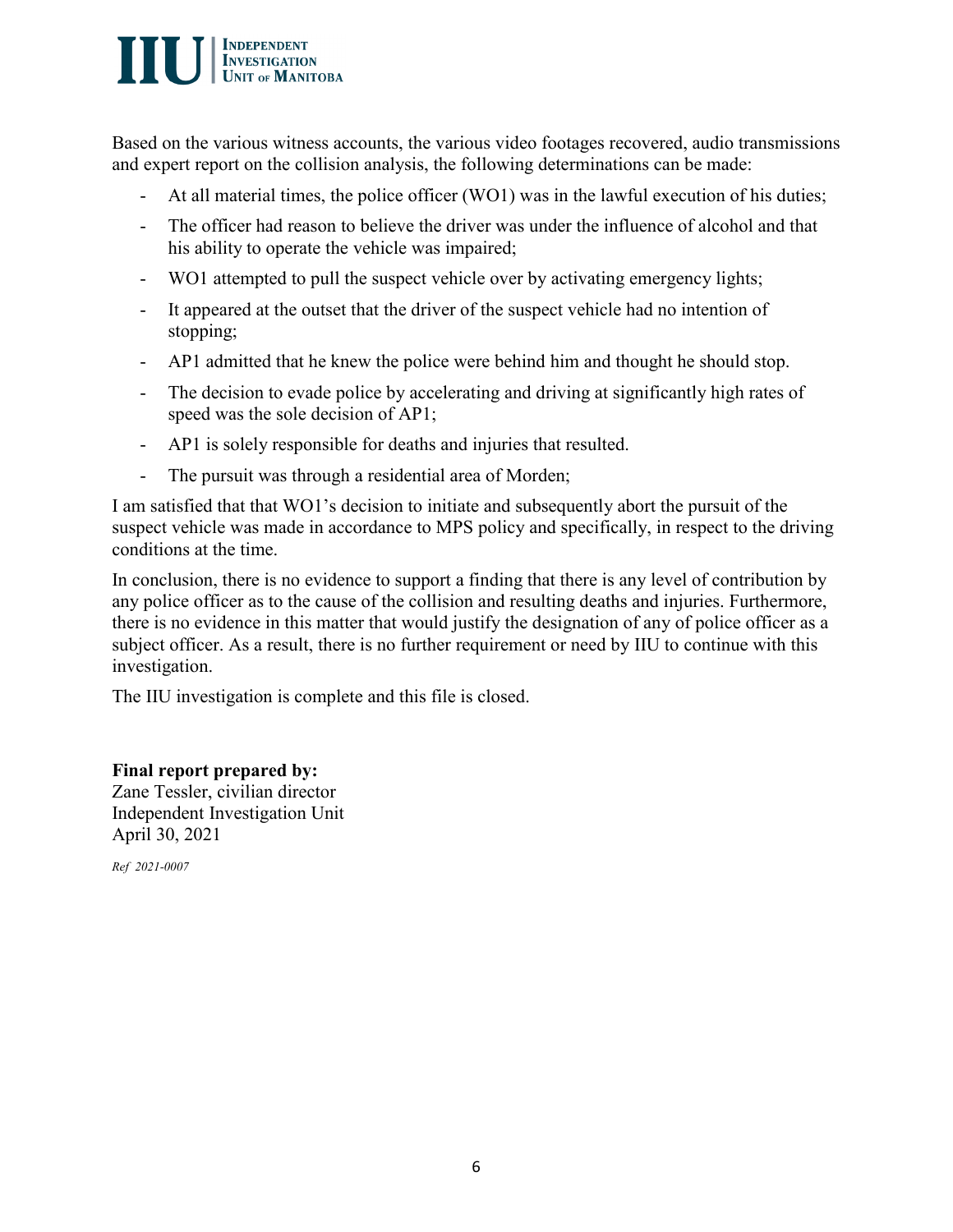Based on the various witness accounts, the various video footages recovered, audio transmissions and expert report on the collision analysis, the following determinations can be made:

- At all material times, the police officer (WO1) was in the lawful execution of his duties;
- The officer had reason to believe the driver was under the influence of alcohol and that his ability to operate the vehicle was impaired;
- WO1 attempted to pull the suspect vehicle over by activating emergency lights;
- It appeared at the outset that the driver of the suspect vehicle had no intention of stopping;
- AP1 admitted that he knew the police were behind him and thought he should stop.
- The decision to evade police by accelerating and driving at significantly high rates of speed was the sole decision of AP1;
- AP1 is solely responsible for deaths and injuries that resulted.
- The pursuit was through a residential area of Morden;

I am satisfied that that WO1's decision to initiate and subsequently abort the pursuit of the suspect vehicle was made in accordance to MPS policy and specifically, in respect to the driving conditions at the time.

In conclusion, there is no evidence to support a finding that there is any level of contribution by any police officer as to the cause of the collision and resulting deaths and injuries. Furthermore, there is no evidence in this matter that would justify the designation of any of police officer as a subject officer. As a result, there is no further requirement or need by IIU to continue with this investigation.

The IIU investigation is complete and this file is closed.

**Final report prepared by:**
Zane Tessler, civilian director
Independent Investigation Unit
April 30, 2021

*Ref 2021-0007*